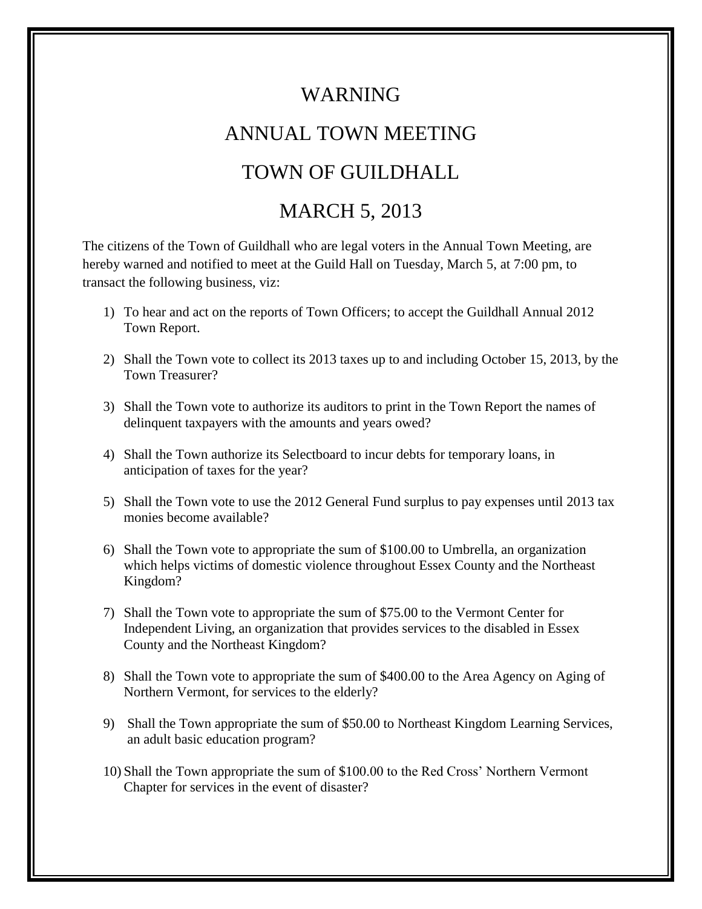# WARNING

# ANNUAL TOWN MEETING

# TOWN OF GUILDHALL

# MARCH 5, 2013

The citizens of the Town of Guildhall who are legal voters in the Annual Town Meeting, are hereby warned and notified to meet at the Guild Hall on Tuesday, March 5, at 7:00 pm, to transact the following business, viz:

1) To hear and act on the reports of Town Officers; to accept the Guildhall Annual 2012 Town Report.

2) Shall the Town vote to collect its 2013 taxes up to and including October 15, 2013, by the Town Treasurer?

3) Shall the Town vote to authorize its auditors to print in the Town Report the names of delinquent taxpayers with the amounts and years owed?

4) Shall the Town authorize its Selectboard to incur debts for temporary loans, in anticipation of taxes for the year?

5) Shall the Town vote to use the 2012 General Fund surplus to pay expenses until 2013 tax monies become available?

6) Shall the Town vote to appropriate the sum of $100.00 to Umbrella, an organization which helps victims of domestic violence throughout Essex County and the Northeast Kingdom?

7) Shall the Town vote to appropriate the sum of $75.00 to the Vermont Center for Independent Living, an organization that provides services to the disabled in Essex County and the Northeast Kingdom?

8) Shall the Town vote to appropriate the sum of $400.00 to the Area Agency on Aging of Northern Vermont, for services to the elderly?

9) Shall the Town appropriate the sum of $50.00 to Northeast Kingdom Learning Services, an adult basic education program?

10) Shall the Town appropriate the sum of $100.00 to the Red Cross' Northern Vermont Chapter for services in the event of disaster?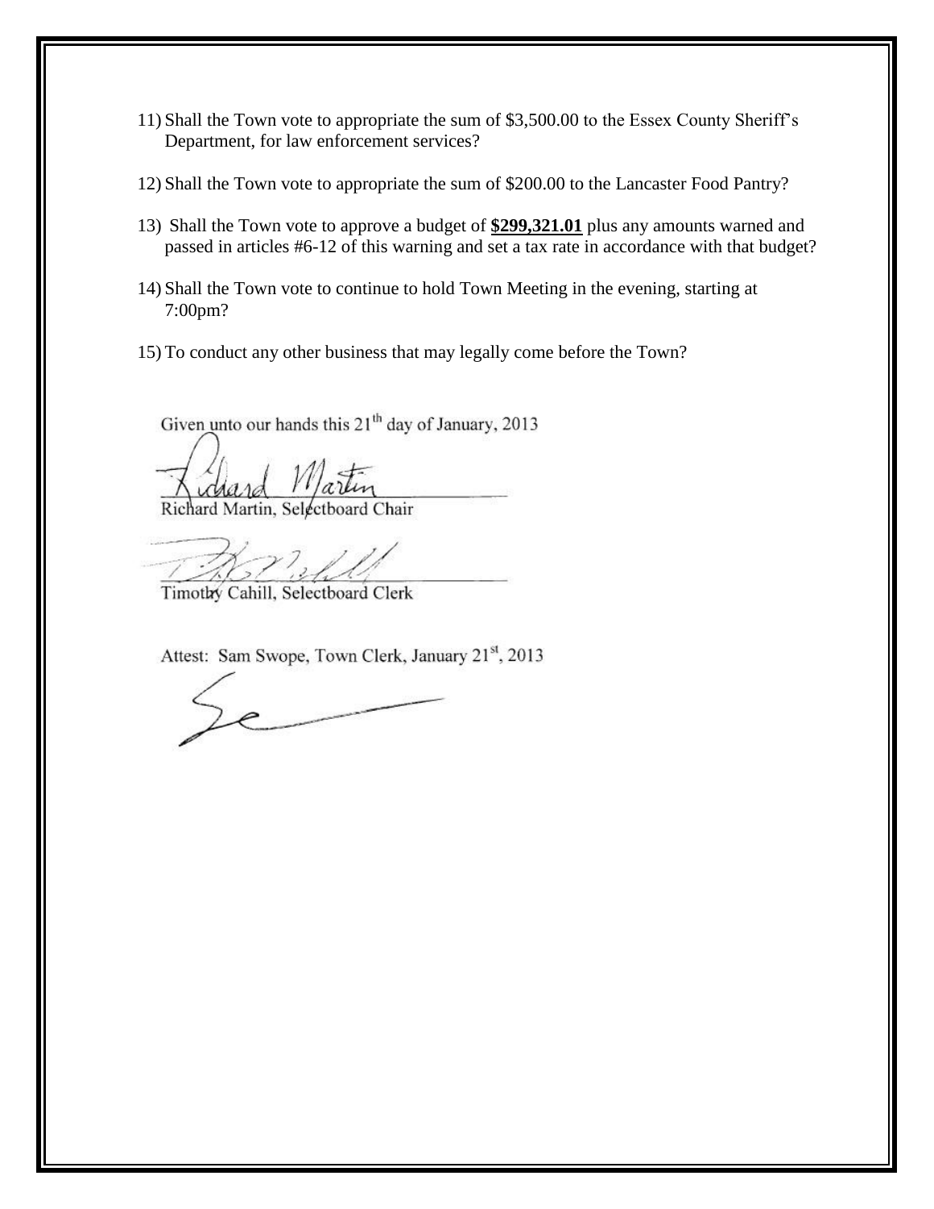11) Shall the Town vote to appropriate the sum of $3,500.00 to the Essex County Sheriff's Department, for law enforcement services?

12) Shall the Town vote to appropriate the sum of $200.00 to the Lancaster Food Pantry?

13) Shall the Town vote to approve a budget of **$299,321.01** plus any amounts warned and passed in articles #6-12 of this warning and set a tax rate in accordance with that budget?

14) Shall the Town vote to continue to hold Town Meeting in the evening, starting at 7:00pm?

15) To conduct any other business that may legally come before the Town?

Given unto our hands this 21th day of January, 2013

Richard Martin

Richard Martin, Selectboard Chair

Timothy Cahill, Selectboard Clerk

Attest: Sam Swope, Town Clerk, January 21st, 2013